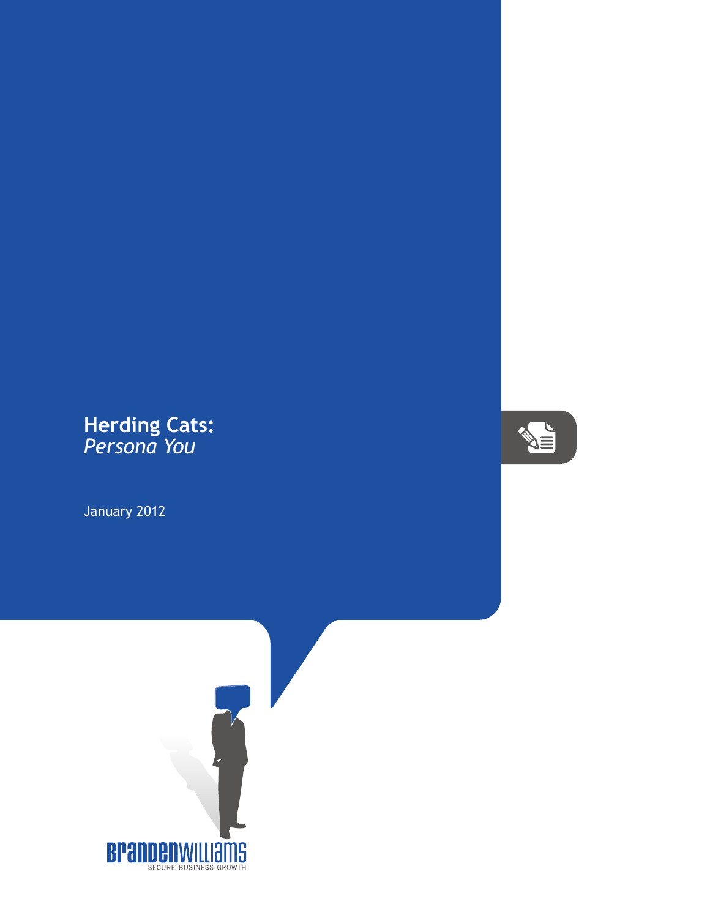# Herding Cats:
*Persona You*

January 2012

Branden Williams
SECURE BUSINESS GROWTH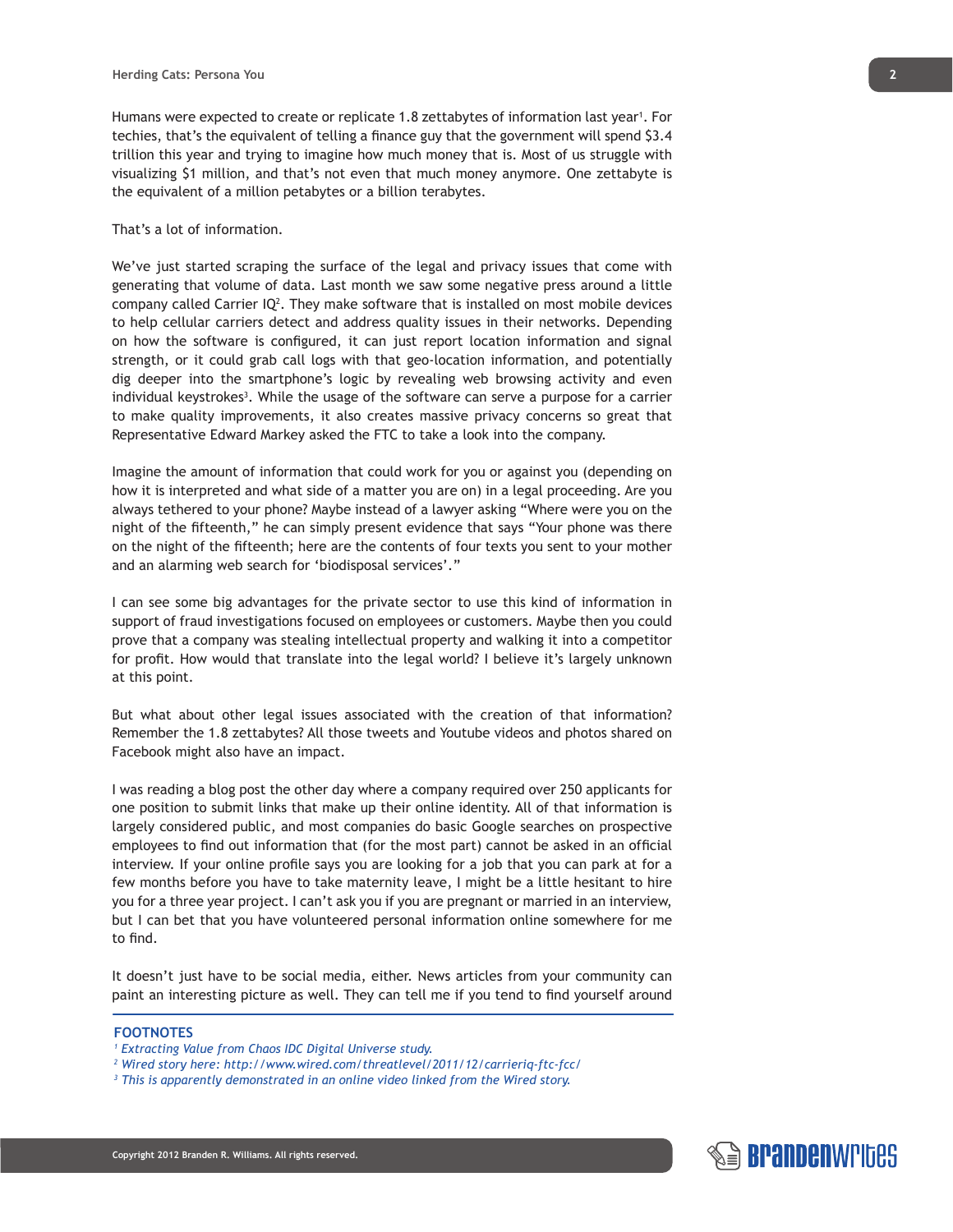Humans were expected to create or replicate 1.8 zettabytes of information last year[1]. For techies, that's the equivalent of telling a finance guy that the government will spend $3.4 trillion this year and trying to imagine how much money that is. Most of us struggle with visualizing $1 million, and that's not even that much money anymore. One zettabyte is the equivalent of a million petabytes or a billion terabytes.

That's a lot of information.

We've just started scraping the surface of the legal and privacy issues that come with generating that volume of data. Last month we saw some negative press around a little company called Carrier IQ[2]. They make software that is installed on most mobile devices to help cellular carriers detect and address quality issues in their networks. Depending on how the software is configured, it can just report location information and signal strength, or it could grab call logs with that geo-location information, and potentially dig deeper into the smartphone's logic by revealing web browsing activity and even individual keystrokes[3]. While the usage of the software can serve a purpose for a carrier to make quality improvements, it also creates massive privacy concerns so great that Representative Edward Markey asked the FTC to take a look into the company.

Imagine the amount of information that could work for you or against you (depending on how it is interpreted and what side of a matter you are on) in a legal proceeding. Are you always tethered to your phone? Maybe instead of a lawyer asking "Where were you on the night of the fifteenth," he can simply present evidence that says "Your phone was there on the night of the fifteenth; here are the contents of four texts you sent to your mother and an alarming web search for 'biodisposal services'."

I can see some big advantages for the private sector to use this kind of information in support of fraud investigations focused on employees or customers. Maybe then you could prove that a company was stealing intellectual property and walking it into a competitor for profit. How would that translate into the legal world? I believe it's largely unknown at this point.

But what about other legal issues associated with the creation of that information? Remember the 1.8 zettabytes? All those tweets and Youtube videos and photos shared on Facebook might also have an impact.

I was reading a blog post the other day where a company required over 250 applicants for one position to submit links that make up their online identity. All of that information is largely considered public, and most companies do basic Google searches on prospective employees to find out information that (for the most part) cannot be asked in an official interview. If your online profile says you are looking for a job that you can park at for a few months before you have to take maternity leave, I might be a little hesitant to hire you for a three year project. I can't ask you if you are pregnant or married in an interview, but I can bet that you have volunteered personal information online somewhere for me to find.

It doesn't just have to be social media, either. News articles from your community can paint an interesting picture as well. They can tell me if you tend to find yourself around

**FOOTNOTES**

[1] *Extracting Value from Chaos IDC Digital Universe study.*

[2] *Wired story here: http://www.wired.com/threatlevel/2011/12/carrieriq-ftc-fcc/*

[3] *This is apparently demonstrated in an online video linked from the Wired story.*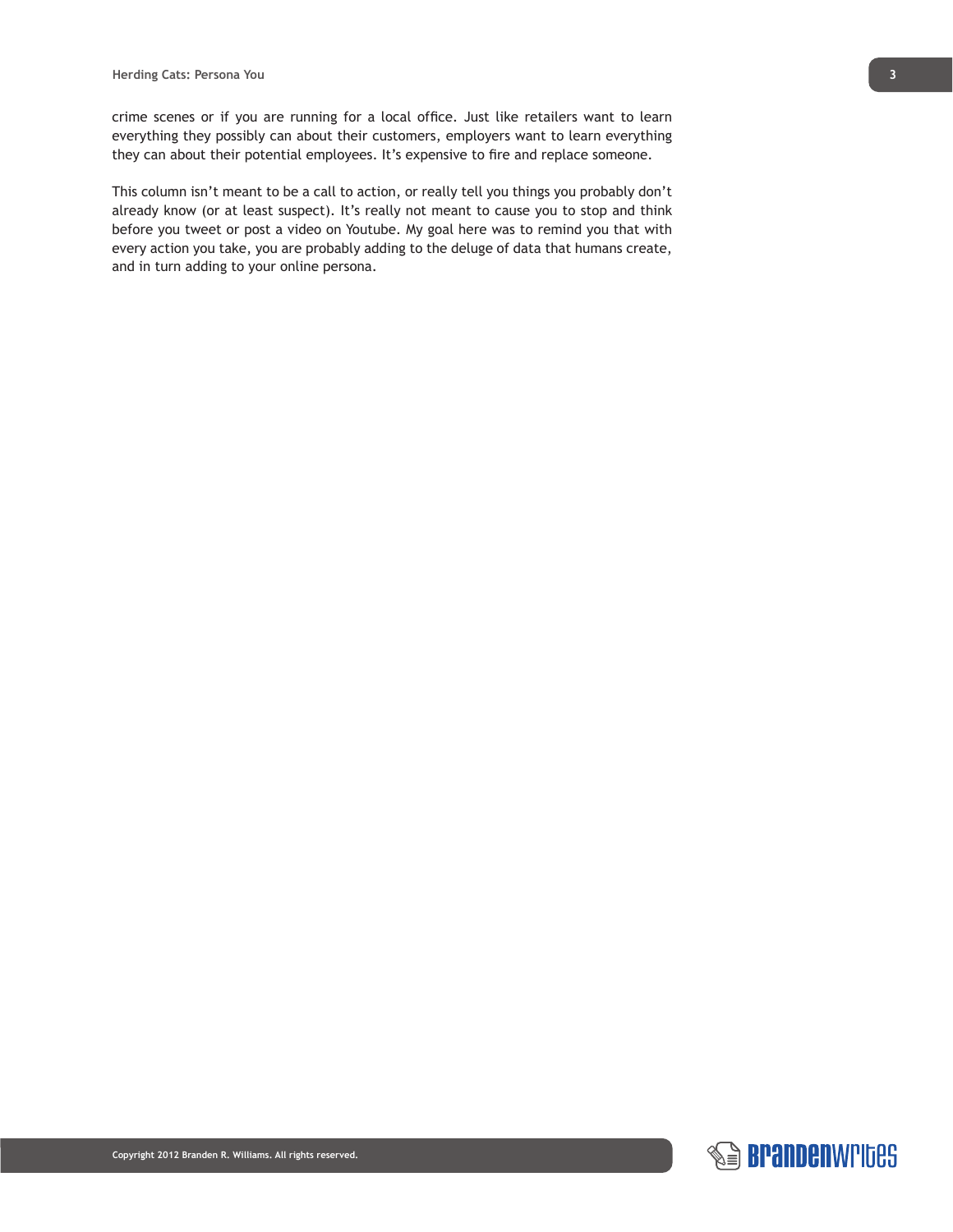crime scenes or if you are running for a local office. Just like retailers want to learn everything they possibly can about their customers, employers want to learn everything they can about their potential employees. It's expensive to fire and replace someone.

This column isn't meant to be a call to action, or really tell you things you probably don't already know (or at least suspect). It's really not meant to cause you to stop and think before you tweet or post a video on Youtube. My goal here was to remind you that with every action you take, you are probably adding to the deluge of data that humans create, and in turn adding to your online persona.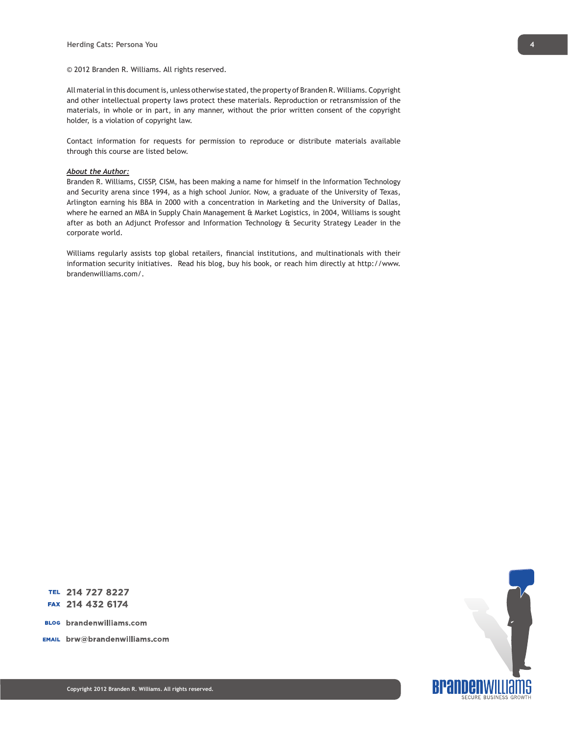© 2012 Branden R. Williams. All rights reserved.

All material in this document is, unless otherwise stated, the property of Branden R. Williams. Copyright and other intellectual property laws protect these materials. Reproduction or retransmission of the materials, in whole or in part, in any manner, without the prior written consent of the copyright holder, is a violation of copyright law.

Contact information for requests for permission to reproduce or distribute materials available through this course are listed below.

***About the Author:***

Branden R. Williams, CISSP, CISM, has been making a name for himself in the Information Technology and Security arena since 1994, as a high school Junior. Now, a graduate of the University of Texas, Arlington earning his BBA in 2000 with a concentration in Marketing and the University of Dallas, where he earned an MBA in Supply Chain Management & Market Logistics, in 2004, Williams is sought after as both an Adjunct Professor and Information Technology & Security Strategy Leader in the corporate world.

Williams regularly assists top global retailers, financial institutions, and multinationals with their information security initiatives. Read his blog, buy his book, or reach him directly at http://www.brandenwilliams.com/.

**TEL** 214 727 8227
**FAX** 214 432 6174

**BLOG** brandenwilliams.com

**EMAIL** brw@brandenwilliams.com

BrandenWilliams
SECURE BUSINESS GROWTH